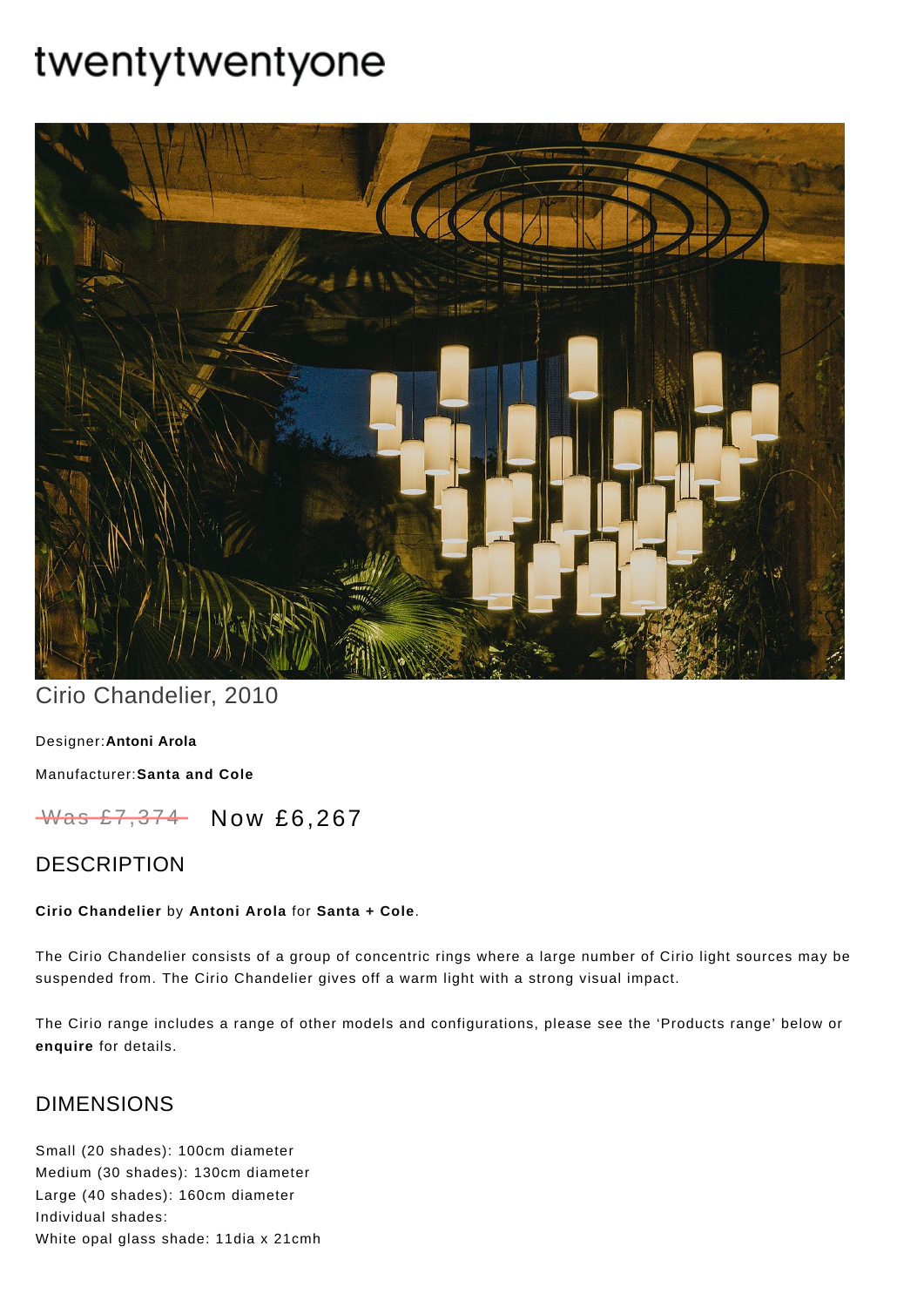# twentytwentyone

## Cirio Chandelier, 2010

Designer: **Antoni Arola**

Manufacturer: **Santa and Cole**

~~Was £7,374~~ Now £6,267

## DESCRIPTION

**Cirio Chandelier** by **Antoni Arola** for **Santa + Cole**.

The Cirio Chandelier consists of a group of concentric rings where a large number of Cirio light sources may be suspended from. The Cirio Chandelier gives off a warm light with a strong visual impact.

The Cirio range includes a range of other models and configurations, please see the 'Products range' below or **enquire** for details.

## DIMENSIONS

Small (20 shades): 100cm diameter
Medium (30 shades): 130cm diameter
Large (40 shades): 160cm diameter
Individual shades:
White opal glass shade: 11dia x 21cmh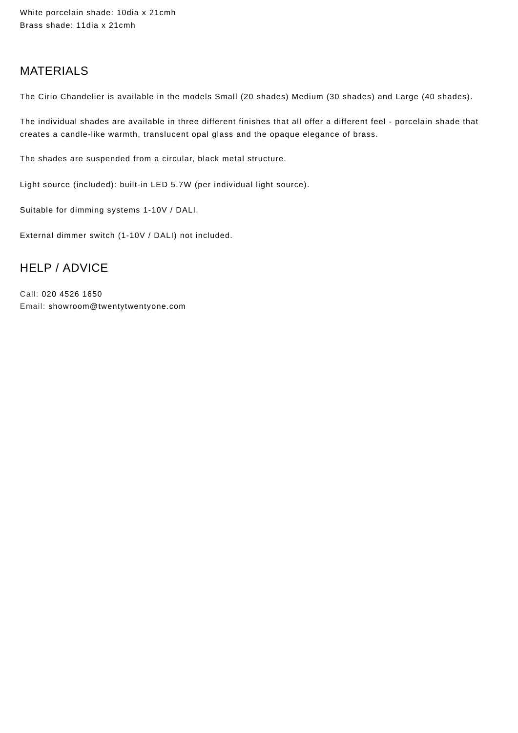White porcelain shade: 10dia x 21cmh
Brass shade: 11dia x 21cmh

## MATERIALS

The Cirio Chandelier is available in the models Small (20 shades) Medium (30 shades) and Large (40 shades).

The individual shades are available in three different finishes that all offer a different feel - porcelain shade that creates a candle-like warmth, translucent opal glass and the opaque elegance of brass.

The shades are suspended from a circular, black metal structure.

Light source (included): built-in LED 5.7W (per individual light source).

Suitable for dimming systems 1-10V / DALI.

External dimmer switch (1-10V / DALI) not included.

## HELP / ADVICE

Call: 020 4526 1650
Email: showroom@twentytwentyone.com